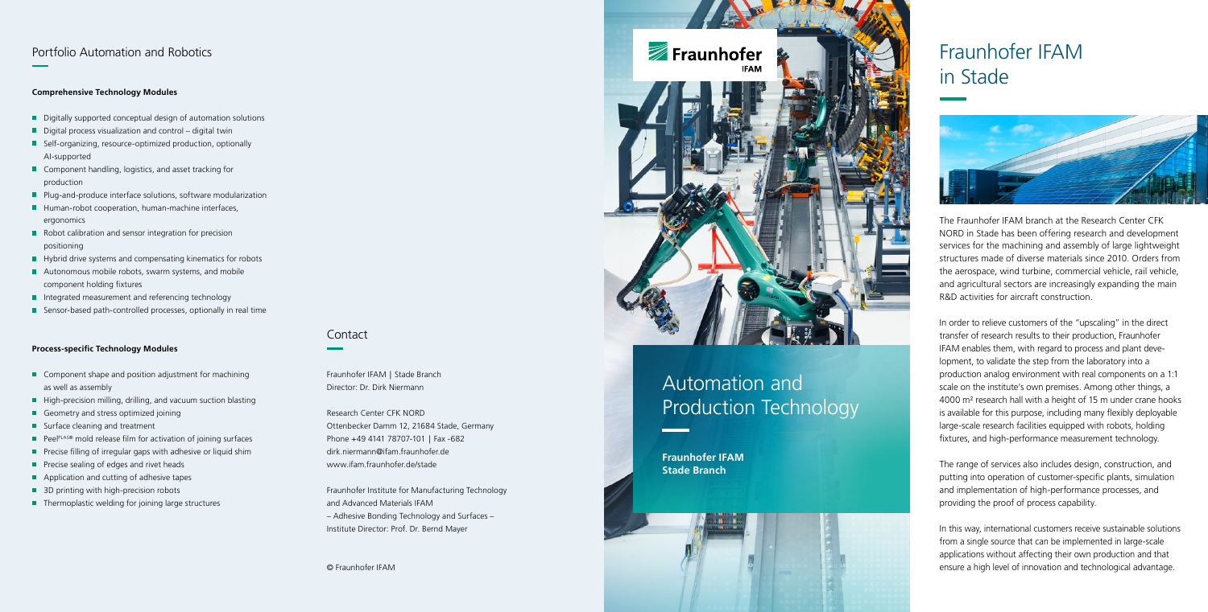## Portfolio Automation and Robotics

**Comprehensive Technology Modules**

- Digitally supported conceptual design of automation solutions
- Digital process visualization and control – digital twin
- Self-organizing, resource-optimized production, optionally AI-supported
- Component handling, logistics, and asset tracking for production
- Plug-and-produce interface solutions, software modularization
- Human-robot cooperation, human-machine interfaces, ergonomics
- Robot calibration and sensor integration for precision positioning
- Hybrid drive systems and compensating kinematics for robots
- Autonomous mobile robots, swarm systems, and mobile component holding fixtures
- Integrated measurement and referencing technology
- Sensor-based path-controlled processes, optionally in real time

**Process-specific Technology Modules**

- Component shape and position adjustment for machining as well as assembly
- High-precision milling, drilling, and vacuum suction blasting
- Geometry and stress optimized joining
- Surface cleaning and treatment
- Peel[PLAS®] mold release film for activation of joining surfaces
- Precise filling of irregular gaps with adhesive or liquid shim
- Precise sealing of edges and rivet heads
- Application and cutting of adhesive tapes
- 3D printing with high-precision robots
- Thermoplastic welding for joining large structures

## Contact

Fraunhofer IFAM | Stade Branch
Director: Dr. Dirk Niermann

Research Center CFK NORD
Ottenbecker Damm 12, 21684 Stade, Germany
Phone +49 4141 78707-101 | Fax -682
dirk.niermann@ifam.fraunhofer.de
www.ifam.fraunhofer.de/stade

Fraunhofer Institute for Manufacturing Technology and Advanced Materials IFAM
– Adhesive Bonding Technology and Surfaces –
Institute Director: Prof. Dr. Bernd Mayer

© Fraunhofer IFAM

Fraunhofer IFAM

# Automation and Production Technology

**Fraunhofer IFAM Stade Branch**

## Fraunhofer IFAM in Stade

The Fraunhofer IFAM branch at the Research Center CFK NORD in Stade has been offering research and development services for the machining and assembly of large lightweight structures made of diverse materials since 2010. Orders from the aerospace, wind turbine, commercial vehicle, rail vehicle, and agricultural sectors are increasingly expanding the main R&D activities for aircraft construction.

In order to relieve customers of the "upscaling" in the direct transfer of research results to their production, Fraunhofer IFAM enables them, with regard to process and plant development, to validate the step from the laboratory into a production analog environment with real components on a 1:1 scale on the institute's own premises. Among other things, a 4000 m² research hall with a height of 15 m under crane hooks is available for this purpose, including many flexibly deployable large-scale research facilities equipped with robots, holding fixtures, and high-performance measurement technology.

The range of services also includes design, construction, and putting into operation of customer-specific plants, simulation and implementation of high-performance processes, and providing the proof of process capability.

In this way, international customers receive sustainable solutions from a single source that can be implemented in large-scale applications without affecting their own production and that ensure a high level of innovation and technological advantage.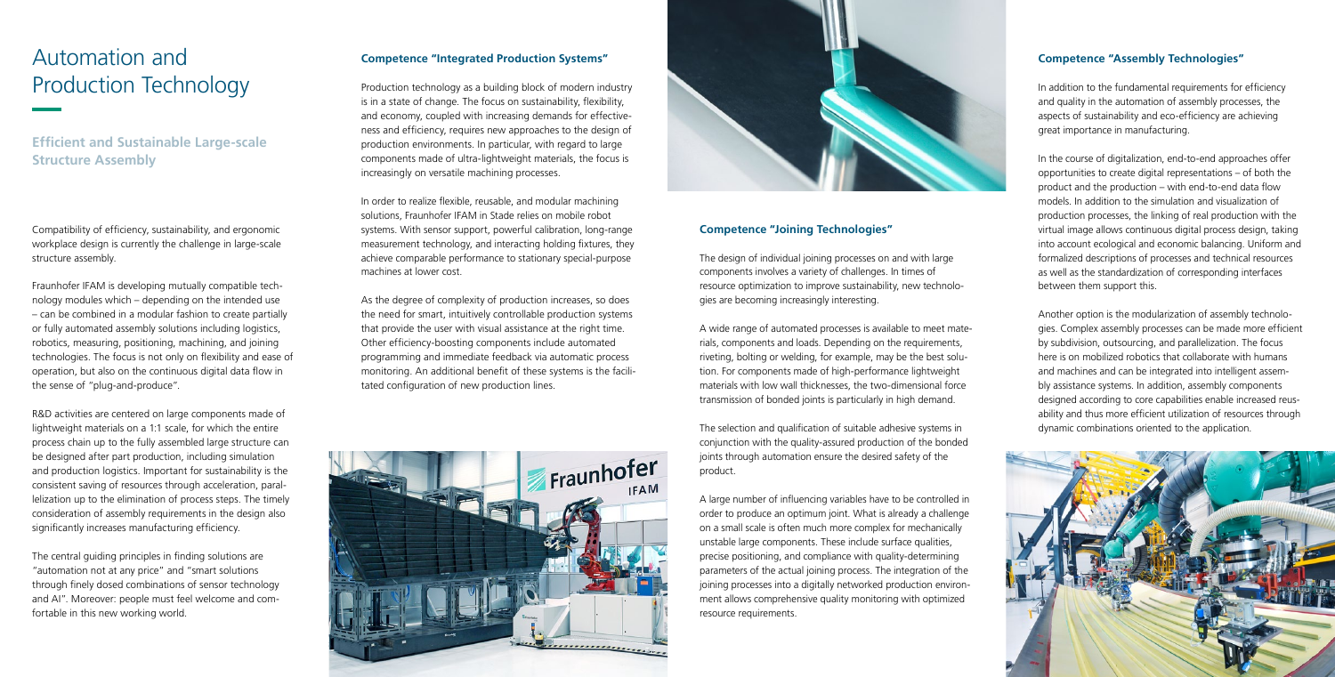# Automation and Production Technology

## Efficient and Sustainable Large-scale Structure Assembly

Compatibility of efficiency, sustainability, and ergonomic workplace design is currently the challenge in large-scale structure assembly.

Fraunhofer IFAM is developing mutually compatible technology modules which – depending on the intended use – can be combined in a modular fashion to create partially or fully automated assembly solutions including logistics, robotics, measuring, positioning, machining, and joining technologies. The focus is not only on flexibility and ease of operation, but also on the continuous digital data flow in the sense of "plug-and-produce".

R&D activities are centered on large components made of lightweight materials on a 1:1 scale, for which the entire process chain up to the fully assembled large structure can be designed after part production, including simulation and production logistics. Important for sustainability is the consistent saving of resources through acceleration, parallelization up to the elimination of process steps. The timely consideration of assembly requirements in the design also significantly increases manufacturing efficiency.

The central guiding principles in finding solutions are "automation not at any price" and "smart solutions through finely dosed combinations of sensor technology and AI". Moreover: people must feel welcome and comfortable in this new working world.

### Competence "Integrated Production Systems"

Production technology as a building block of modern industry is in a state of change. The focus on sustainability, flexibility, and economy, coupled with increasing demands for effectiveness and efficiency, requires new approaches to the design of production environments. In particular, with regard to large components made of ultra-lightweight materials, the focus is increasingly on versatile machining processes.

In order to realize flexible, reusable, and modular machining solutions, Fraunhofer IFAM in Stade relies on mobile robot systems. With sensor support, powerful calibration, long-range measurement technology, and interacting holding fixtures, they achieve comparable performance to stationary special-purpose machines at lower cost.

As the degree of complexity of production increases, so does the need for smart, intuitively controllable production systems that provide the user with visual assistance at the right time. Other efficiency-boosting components include automated programming and immediate feedback via automatic process monitoring. An additional benefit of these systems is the facilitated configuration of new production lines.

### Competence "Joining Technologies"

The design of individual joining processes on and with large components involves a variety of challenges. In times of resource optimization to improve sustainability, new technologies are becoming increasingly interesting.

A wide range of automated processes is available to meet materials, components and loads. Depending on the requirements, riveting, bolting or welding, for example, may be the best solution. For components made of high-performance lightweight materials with low wall thicknesses, the two-dimensional force transmission of bonded joints is particularly in high demand.

The selection and qualification of suitable adhesive systems in conjunction with the quality-assured production of the bonded joints through automation ensure the desired safety of the product.

A large number of influencing variables have to be controlled in order to produce an optimum joint. What is already a challenge on a small scale is often much more complex for mechanically unstable large components. These include surface qualities, precise positioning, and compliance with quality-determining parameters of the actual joining process. The integration of the joining processes into a digitally networked production environment allows comprehensive quality monitoring with optimized resource requirements.

### Competence "Assembly Technologies"

In addition to the fundamental requirements for efficiency and quality in the automation of assembly processes, the aspects of sustainability and eco-efficiency are achieving great importance in manufacturing.

In the course of digitalization, end-to-end approaches offer opportunities to create digital representations – of both the product and the production – with end-to-end data flow models. In addition to the simulation and visualization of production processes, the linking of real production with the virtual image allows continuous digital process design, taking into account ecological and economic balancing. Uniform and formalized descriptions of processes and technical resources as well as the standardization of corresponding interfaces between them support this.

Another option is the modularization of assembly technologies. Complex assembly processes can be made more efficient by subdivision, outsourcing, and parallelization. The focus here is on mobilized robotics that collaborate with humans and machines and can be integrated into intelligent assembly assistance systems. In addition, assembly components designed according to core capabilities enable increased reusability and thus more efficient utilization of resources through dynamic combinations oriented to the application.